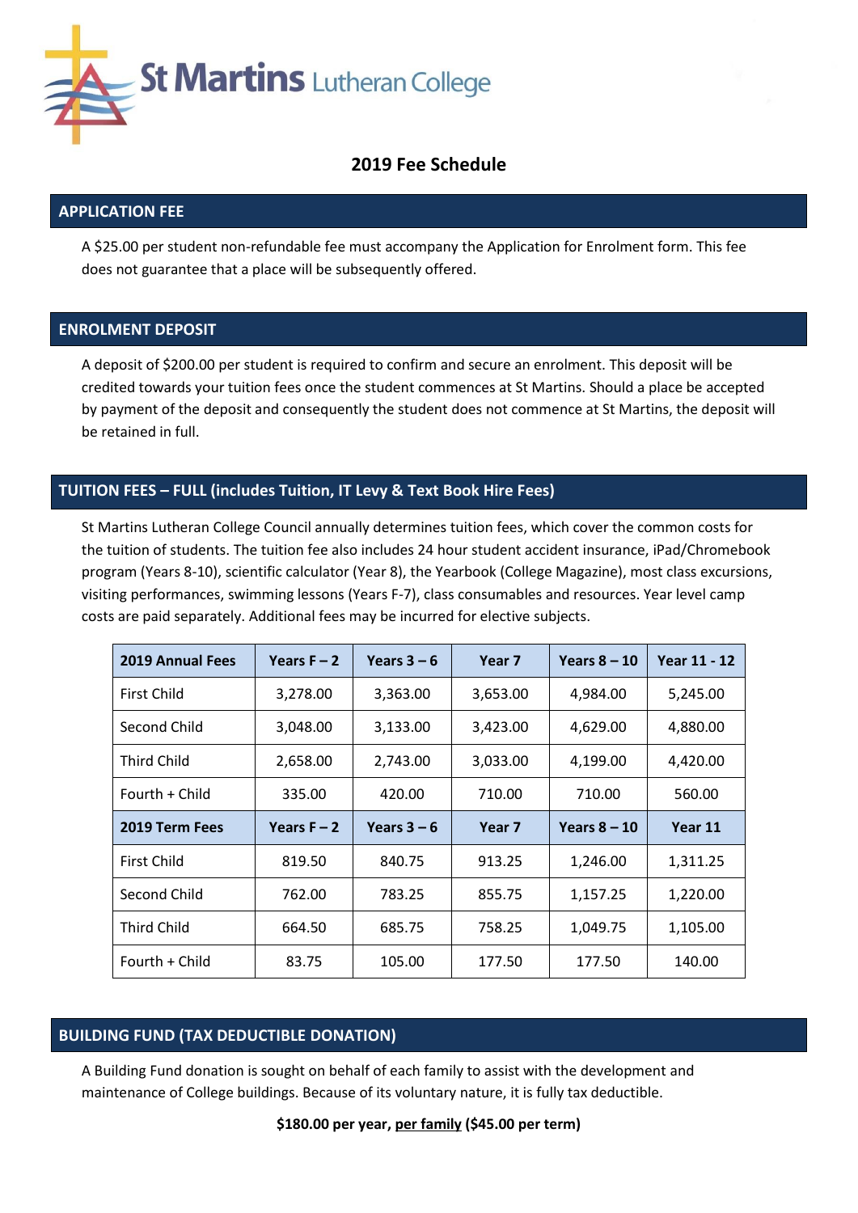St Martins Lutheran College

# 2019 Fee Schedule

## APPLICATION FEE

A $25.00 per student non-refundable fee must accompany the Application for Enrolment form. This fee does not guarantee that a place will be subsequently offered.

## ENROLMENT DEPOSIT

A deposit of $200.00 per student is required to confirm and secure an enrolment. This deposit will be credited towards your tuition fees once the student commences at St Martins. Should a place be accepted by payment of the deposit and consequently the student does not commence at St Martins, the deposit will be retained in full.

## TUITION FEES – FULL (includes Tuition, IT Levy & Text Book Hire Fees)

St Martins Lutheran College Council annually determines tuition fees, which cover the common costs for the tuition of students. The tuition fee also includes 24 hour student accident insurance, iPad/Chromebook program (Years 8-10), scientific calculator (Year 8), the Yearbook (College Magazine), most class excursions, visiting performances, swimming lessons (Years F-7), class consumables and resources. Year level camp costs are paid separately. Additional fees may be incurred for elective subjects.

| 2019 Annual Fees | Years F – 2 | Years 3 – 6 | Year 7 | Years 8 – 10 | Year 11 - 12 |
|---|---|---|---|---|---|
| First Child | 3,278.00 | 3,363.00 | 3,653.00 | 4,984.00 | 5,245.00 |
| Second Child | 3,048.00 | 3,133.00 | 3,423.00 | 4,629.00 | 4,880.00 |
| Third Child | 2,658.00 | 2,743.00 | 3,033.00 | 4,199.00 | 4,420.00 |
| Fourth + Child | 335.00 | 420.00 | 710.00 | 710.00 | 560.00 |
| **2019 Term Fees** | **Years F – 2** | **Years 3 – 6** | **Year 7** | **Years 8 – 10** | **Year 11** |
| First Child | 819.50 | 840.75 | 913.25 | 1,246.00 | 1,311.25 |
| Second Child | 762.00 | 783.25 | 855.75 | 1,157.25 | 1,220.00 |
| Third Child | 664.50 | 685.75 | 758.25 | 1,049.75 | 1,105.00 |
| Fourth + Child | 83.75 | 105.00 | 177.50 | 177.50 | 140.00 |

## BUILDING FUND (TAX DEDUCTIBLE DONATION)

A Building Fund donation is sought on behalf of each family to assist with the development and maintenance of College buildings. Because of its voluntary nature, it is fully tax deductible.

**$180.00 per year, per family ($45.00 per term)**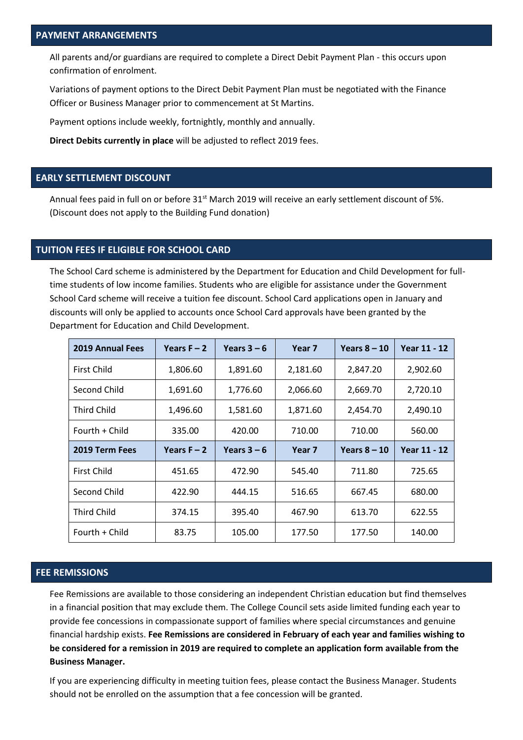## PAYMENT ARRANGEMENTS

All parents and/or guardians are required to complete a Direct Debit Payment Plan - this occurs upon confirmation of enrolment.

Variations of payment options to the Direct Debit Payment Plan must be negotiated with the Finance Officer or Business Manager prior to commencement at St Martins.

Payment options include weekly, fortnightly, monthly and annually.

**Direct Debits currently in place** will be adjusted to reflect 2019 fees.

## EARLY SETTLEMENT DISCOUNT

Annual fees paid in full on or before 31st March 2019 will receive an early settlement discount of 5%. (Discount does not apply to the Building Fund donation)

## TUITION FEES IF ELIGIBLE FOR SCHOOL CARD

The School Card scheme is administered by the Department for Education and Child Development for full-time students of low income families. Students who are eligible for assistance under the Government School Card scheme will receive a tuition fee discount. School Card applications open in January and discounts will only be applied to accounts once School Card approvals have been granted by the Department for Education and Child Development.

| **2019 Annual Fees** | **Years F – 2** | **Years 3 – 6** | **Year 7** | **Years 8 – 10** | **Year 11 - 12** |
|---|---|---|---|---|---|
| First Child | 1,806.60 | 1,891.60 | 2,181.60 | 2,847.20 | 2,902.60 |
| Second Child | 1,691.60 | 1,776.60 | 2,066.60 | 2,669.70 | 2,720.10 |
| Third Child | 1,496.60 | 1,581.60 | 1,871.60 | 2,454.70 | 2,490.10 |
| Fourth + Child | 335.00 | 420.00 | 710.00 | 710.00 | 560.00 |
| **2019 Term Fees** | **Years F – 2** | **Years 3 – 6** | **Year 7** | **Years 8 – 10** | **Year 11 - 12** |
| First Child | 451.65 | 472.90 | 545.40 | 711.80 | 725.65 |
| Second Child | 422.90 | 444.15 | 516.65 | 667.45 | 680.00 |
| Third Child | 374.15 | 395.40 | 467.90 | 613.70 | 622.55 |
| Fourth + Child | 83.75 | 105.00 | 177.50 | 177.50 | 140.00 |

## FEE REMISSIONS

Fee Remissions are available to those considering an independent Christian education but find themselves in a financial position that may exclude them. The College Council sets aside limited funding each year to provide fee concessions in compassionate support of families where special circumstances and genuine financial hardship exists. **Fee Remissions are considered in February of each year and families wishing to be considered for a remission in 2019 are required to complete an application form available from the Business Manager.**

If you are experiencing difficulty in meeting tuition fees, please contact the Business Manager. Students should not be enrolled on the assumption that a fee concession will be granted.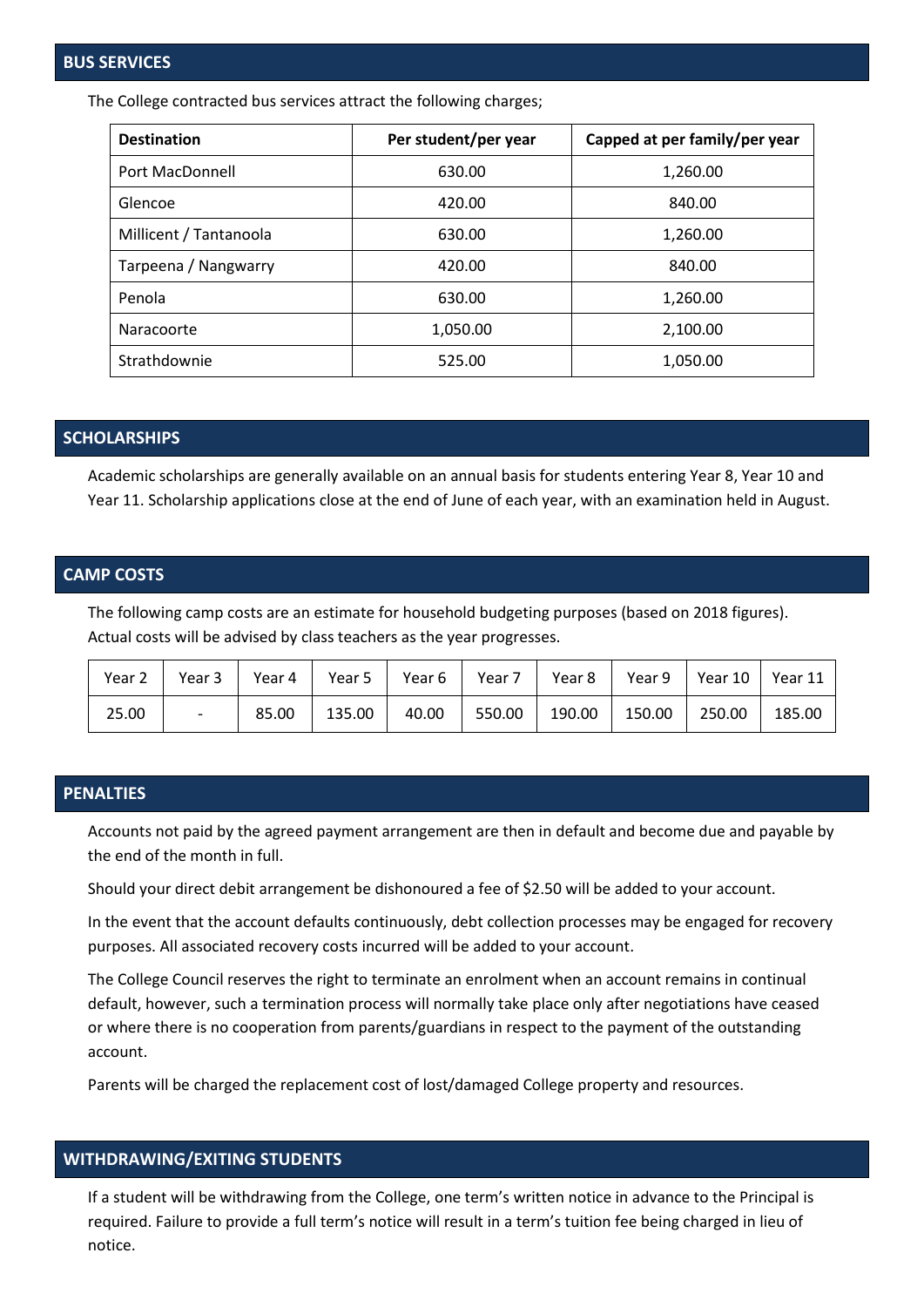## BUS SERVICES

The College contracted bus services attract the following charges;

| Destination | Per student/per year | Capped at per family/per year |
|---|---|---|
| Port MacDonnell | 630.00 | 1,260.00 |
| Glencoe | 420.00 | 840.00 |
| Millicent / Tantanoola | 630.00 | 1,260.00 |
| Tarpeena / Nangwarry | 420.00 | 840.00 |
| Penola | 630.00 | 1,260.00 |
| Naracoorte | 1,050.00 | 2,100.00 |
| Strathdownie | 525.00 | 1,050.00 |

## SCHOLARSHIPS

Academic scholarships are generally available on an annual basis for students entering Year 8, Year 10 and Year 11. Scholarship applications close at the end of June of each year, with an examination held in August.

## CAMP COSTS

The following camp costs are an estimate for household budgeting purposes (based on 2018 figures). Actual costs will be advised by class teachers as the year progresses.

| Year 2 | Year 3 | Year 4 | Year 5 | Year 6 | Year 7 | Year 8 | Year 9 | Year 10 | Year 11 |
|---|---|---|---|---|---|---|---|---|---|
| 25.00 | - | 85.00 | 135.00 | 40.00 | 550.00 | 190.00 | 150.00 | 250.00 | 185.00 |

## PENALTIES

Accounts not paid by the agreed payment arrangement are then in default and become due and payable by the end of the month in full.

Should your direct debit arrangement be dishonoured a fee of $2.50 will be added to your account.

In the event that the account defaults continuously, debt collection processes may be engaged for recovery purposes. All associated recovery costs incurred will be added to your account.

The College Council reserves the right to terminate an enrolment when an account remains in continual default, however, such a termination process will normally take place only after negotiations have ceased or where there is no cooperation from parents/guardians in respect to the payment of the outstanding account.

Parents will be charged the replacement cost of lost/damaged College property and resources.

## WITHDRAWING/EXITING STUDENTS

If a student will be withdrawing from the College, one term's written notice in advance to the Principal is required. Failure to provide a full term's notice will result in a term's tuition fee being charged in lieu of notice.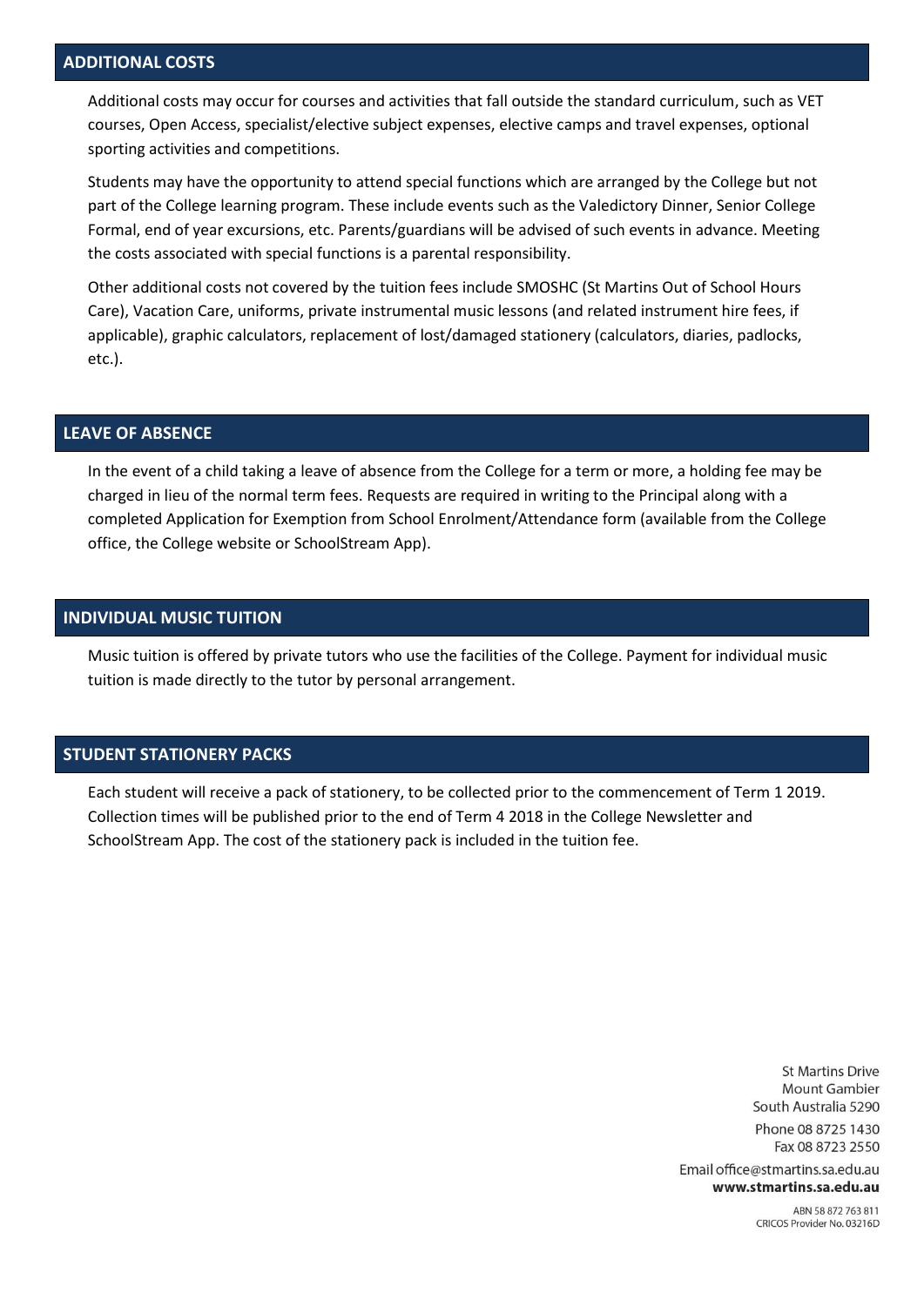## ADDITIONAL COSTS

Additional costs may occur for courses and activities that fall outside the standard curriculum, such as VET courses, Open Access, specialist/elective subject expenses, elective camps and travel expenses, optional sporting activities and competitions.

Students may have the opportunity to attend special functions which are arranged by the College but not part of the College learning program. These include events such as the Valedictory Dinner, Senior College Formal, end of year excursions, etc. Parents/guardians will be advised of such events in advance. Meeting the costs associated with special functions is a parental responsibility.

Other additional costs not covered by the tuition fees include SMOSHC (St Martins Out of School Hours Care), Vacation Care, uniforms, private instrumental music lessons (and related instrument hire fees, if applicable), graphic calculators, replacement of lost/damaged stationery (calculators, diaries, padlocks, etc.).

## LEAVE OF ABSENCE

In the event of a child taking a leave of absence from the College for a term or more, a holding fee may be charged in lieu of the normal term fees. Requests are required in writing to the Principal along with a completed Application for Exemption from School Enrolment/Attendance form (available from the College office, the College website or SchoolStream App).

## INDIVIDUAL MUSIC TUITION

Music tuition is offered by private tutors who use the facilities of the College. Payment for individual music tuition is made directly to the tutor by personal arrangement.

## STUDENT STATIONERY PACKS

Each student will receive a pack of stationery, to be collected prior to the commencement of Term 1 2019. Collection times will be published prior to the end of Term 4 2018 in the College Newsletter and SchoolStream App. The cost of the stationery pack is included in the tuition fee.

St Martins Drive
Mount Gambier
South Australia 5290

Phone 08 8725 1430
Fax 08 8723 2550

Email office@stmartins.sa.edu.au
**www.stmartins.sa.edu.au**

ABN 58 872 763 811
CRICOS Provider No. 03216D